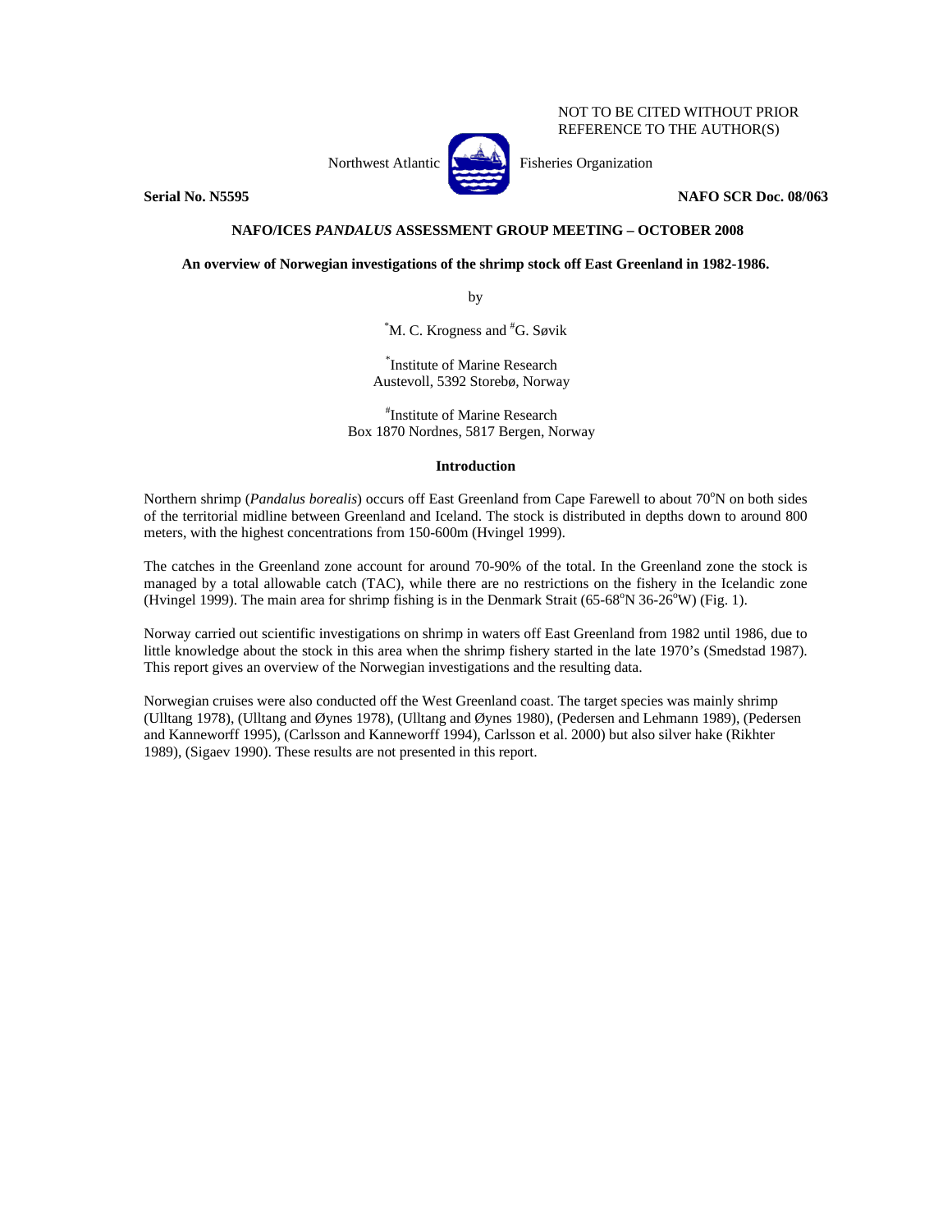NOT TO BE CITED WITHOUT PRIOR
REFERENCE TO THE AUTHOR(S)

Northwest Atlantic Fisheries Organization

**Serial No. N5595** **NAFO SCR Doc. 08/063**

**NAFO/ICES *PANDALUS* ASSESSMENT GROUP MEETING – OCTOBER 2008**

**An overview of Norwegian investigations of the shrimp stock off East Greenland in 1982-1986.**

by

[*]M. C. Krogness and [#]G. Søvik

[*]Institute of Marine Research
Austevoll, 5392 Storebø, Norway

[#]Institute of Marine Research
Box 1870 Nordnes, 5817 Bergen, Norway

## Introduction

Northern shrimp (*Pandalus borealis*) occurs off East Greenland from Cape Farewell to about 70°N on both sides of the territorial midline between Greenland and Iceland. The stock is distributed in depths down to around 800 meters, with the highest concentrations from 150-600m (Hvingel 1999).

The catches in the Greenland zone account for around 70-90% of the total. In the Greenland zone the stock is managed by a total allowable catch (TAC), while there are no restrictions on the fishery in the Icelandic zone (Hvingel 1999). The main area for shrimp fishing is in the Denmark Strait (65-68°N 36-26°W) (Fig. 1).

Norway carried out scientific investigations on shrimp in waters off East Greenland from 1982 until 1986, due to little knowledge about the stock in this area when the shrimp fishery started in the late 1970's (Smedstad 1987). This report gives an overview of the Norwegian investigations and the resulting data.

Norwegian cruises were also conducted off the West Greenland coast. The target species was mainly shrimp (Ulltang 1978), (Ulltang and Øynes 1978), (Ulltang and Øynes 1980), (Pedersen and Lehmann 1989), (Pedersen and Kanneworff 1995), (Carlsson and Kanneworff 1994), Carlsson et al. 2000) but also silver hake (Rikhter 1989), (Sigaev 1990). These results are not presented in this report.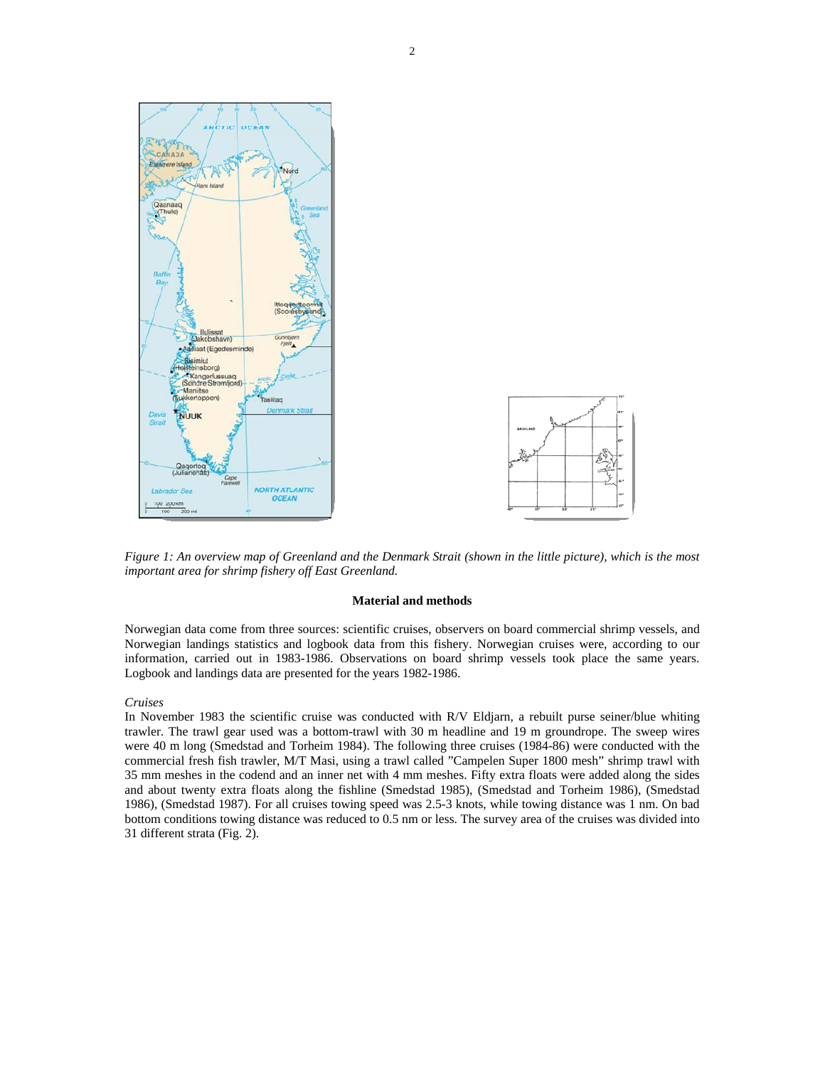*Figure 1: An overview map of Greenland and the Denmark Strait (shown in the little picture), which is the most important area for shrimp fishery off East Greenland.*

**Material and methods**

Norwegian data come from three sources: scientific cruises, observers on board commercial shrimp vessels, and Norwegian landings statistics and logbook data from this fishery. Norwegian cruises were, according to our information, carried out in 1983-1986. Observations on board shrimp vessels took place the same years. Logbook and landings data are presented for the years 1982-1986.

*Cruises*

In November 1983 the scientific cruise was conducted with R/V Eldjarn, a rebuilt purse seiner/blue whiting trawler. The trawl gear used was a bottom-trawl with 30 m headline and 19 m groundrope. The sweep wires were 40 m long (Smedstad and Torheim 1984). The following three cruises (1984-86) were conducted with the commercial fresh fish trawler, M/T Masi, using a trawl called "Campelen Super 1800 mesh" shrimp trawl with 35 mm meshes in the codend and an inner net with 4 mm meshes. Fifty extra floats were added along the sides and about twenty extra floats along the fishline (Smedstad 1985), (Smedstad and Torheim 1986), (Smedstad 1986), (Smedstad 1987). For all cruises towing speed was 2.5-3 knots, while towing distance was 1 nm. On bad bottom conditions towing distance was reduced to 0.5 nm or less. The survey area of the cruises was divided into 31 different strata (Fig. 2).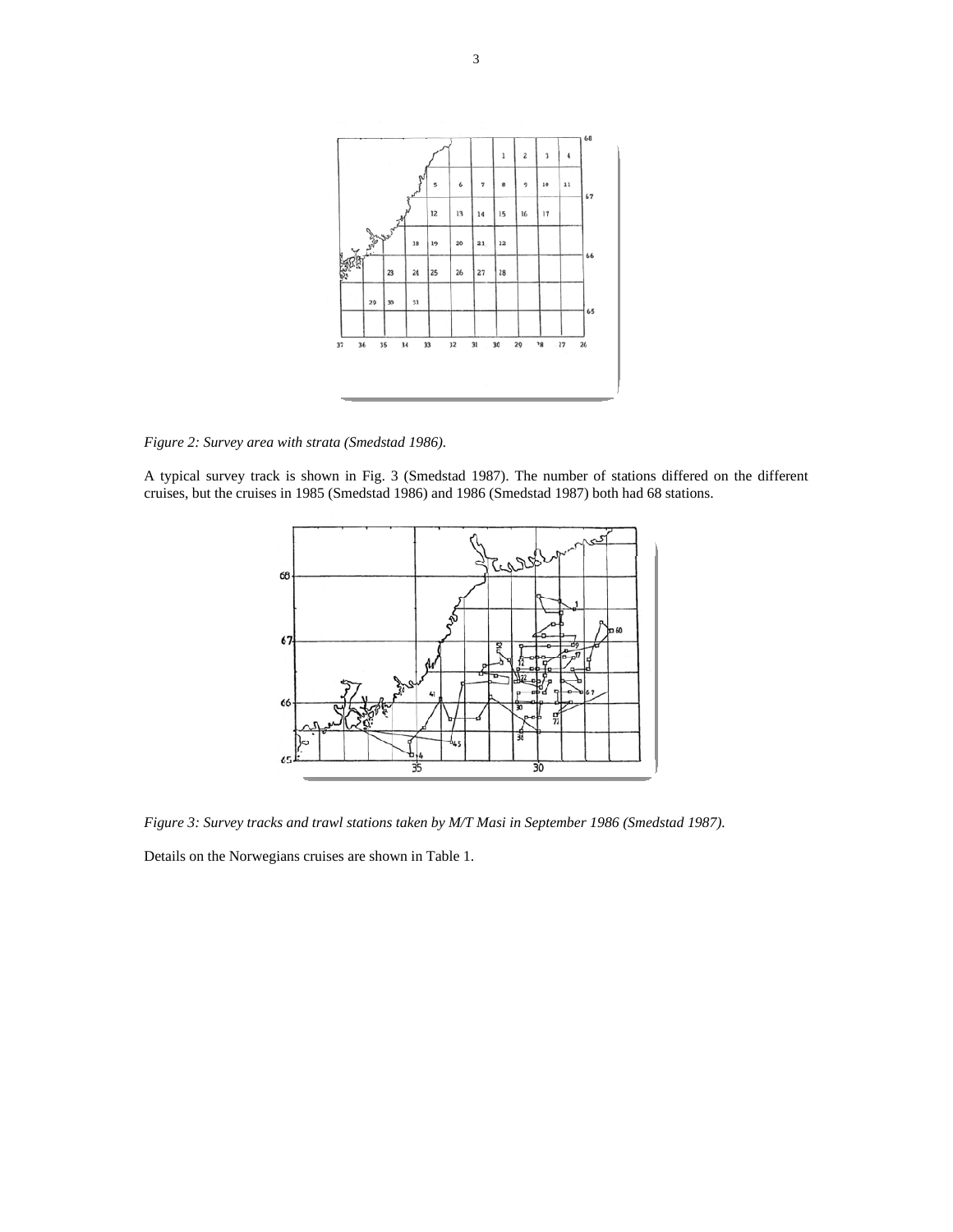*Figure 2: Survey area with strata (Smedstad 1986).*

A typical survey track is shown in Fig. 3 (Smedstad 1987). The number of stations differed on the different cruises, but the cruises in 1985 (Smedstad 1986) and 1986 (Smedstad 1987) both had 68 stations.

*Figure 3: Survey tracks and trawl stations taken by M/T Masi in September 1986 (Smedstad 1987).*

Details on the Norwegians cruises are shown in Table 1.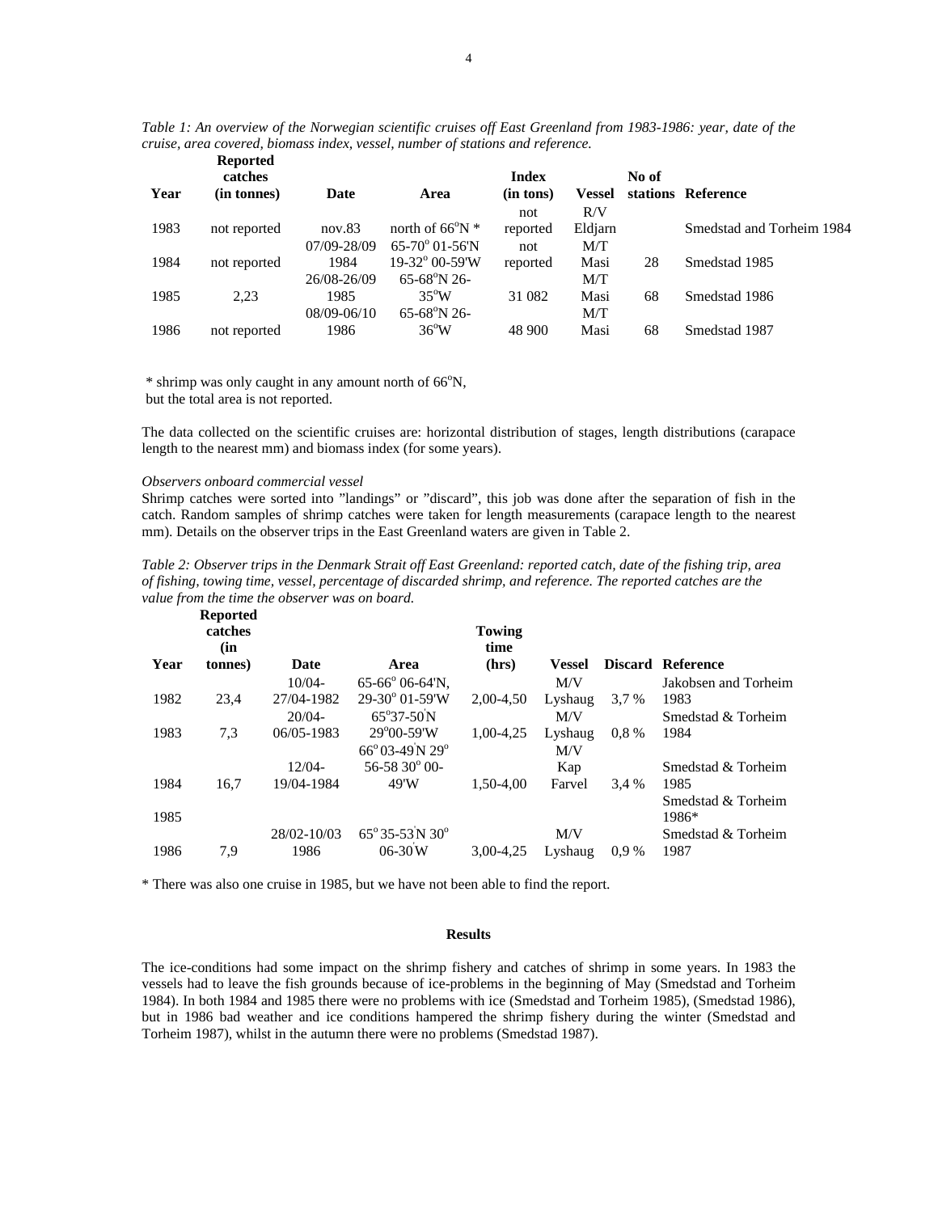*Table 1: An overview of the Norwegian scientific cruises off East Greenland from 1983-1986: year, date of the cruise, area covered, biomass index, vessel, number of stations and reference.*

| Year | Reported catches (in tonnes) | Date | Area | Index (in tons) | Vessel | No of stations | Reference |
|---|---|---|---|---|---|---|---|
| 1983 | not reported | nov.83 | north of 66°N * | not reported | R/V Eldjarn | | Smedstad and Torheim 1984 |
| 1984 | not reported | 07/09-28/09 1984 | 65-70° 01-56'N 19-32° 00-59'W | not reported | M/T Masi | 28 | Smedstad 1985 |
| 1985 | 2,23 | 26/08-26/09 1985 | 65-68°N 26-35°W | 31 082 | M/T Masi | 68 | Smedstad 1986 |
| 1986 | not reported | 08/09-06/10 1986 | 65-68°N 26-36°W | 48 900 | M/T Masi | 68 | Smedstad 1987 |

\* shrimp was only caught in any amount north of 66°N, but the total area is not reported.

The data collected on the scientific cruises are: horizontal distribution of stages, length distributions (carapace length to the nearest mm) and biomass index (for some years).

*Observers onboard commercial vessel*

Shrimp catches were sorted into "landings" or "discard", this job was done after the separation of fish in the catch. Random samples of shrimp catches were taken for length measurements (carapace length to the nearest mm). Details on the observer trips in the East Greenland waters are given in Table 2.

*Table 2: Observer trips in the Denmark Strait off East Greenland: reported catch, date of the fishing trip, area of fishing, towing time, vessel, percentage of discarded shrimp, and reference. The reported catches are the value from the time the observer was on board.*

| Year | Reported catches (in tonnes) | Date | Area | Towing time (hrs) | Vessel | Discard | Reference |
|---|---|---|---|---|---|---|---|
| 1982 | 23,4 | 10/04-27/04-1982 | 65-66° 06-64'N, 29-30° 01-59'W | 2,00-4,50 | M/V Lyshaug | 3,7 % | Jakobsen and Torheim 1983 |
| 1983 | 7,3 | 20/04-06/05-1983 | 65°37-50'N 29°00-59'W | 1,00-4,25 | M/V Lyshaug | 0,8 % | Smedstad & Torheim 1984 |
| 1984 | 16,7 | 12/04-19/04-1984 | 66° 03-49'N 29° 56-58 30° 00-49'W | 1,50-4,00 | M/V Kap Farvel | 3,4 % | Smedstad & Torheim 1985 |
| 1985 | | | | | | | Smedstad & Torheim 1986* |
| 1986 | 7,9 | 28/02-10/03 1986 | 65° 35-53'N 30° 06-30'W | 3,00-4,25 | M/V Lyshaug | 0,9 % | Smedstad & Torheim 1987 |

\* There was also one cruise in 1985, but we have not been able to find the report.

## Results

The ice-conditions had some impact on the shrimp fishery and catches of shrimp in some years. In 1983 the vessels had to leave the fish grounds because of ice-problems in the beginning of May (Smedstad and Torheim 1984). In both 1984 and 1985 there were no problems with ice (Smedstad and Torheim 1985), (Smedstad 1986), but in 1986 bad weather and ice conditions hampered the shrimp fishery during the winter (Smedstad and Torheim 1987), whilst in the autumn there were no problems (Smedstad 1987).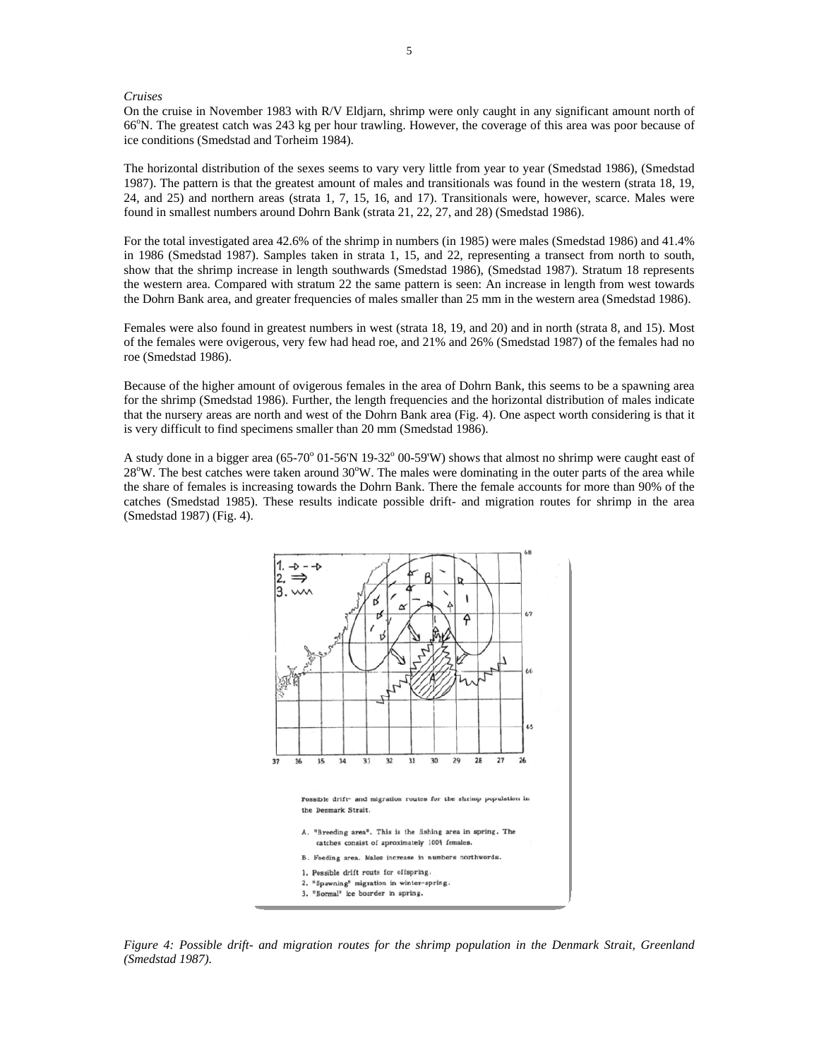*Cruises*

On the cruise in November 1983 with R/V Eldjarn, shrimp were only caught in any significant amount north of 66°N. The greatest catch was 243 kg per hour trawling. However, the coverage of this area was poor because of ice conditions (Smedstad and Torheim 1984).

The horizontal distribution of the sexes seems to vary very little from year to year (Smedstad 1986), (Smedstad 1987). The pattern is that the greatest amount of males and transitionals was found in the western (strata 18, 19, 24, and 25) and northern areas (strata 1, 7, 15, 16, and 17). Transitionals were, however, scarce. Males were found in smallest numbers around Dohrn Bank (strata 21, 22, 27, and 28) (Smedstad 1986).

For the total investigated area 42.6% of the shrimp in numbers (in 1985) were males (Smedstad 1986) and 41.4% in 1986 (Smedstad 1987). Samples taken in strata 1, 15, and 22, representing a transect from north to south, show that the shrimp increase in length southwards (Smedstad 1986), (Smedstad 1987). Stratum 18 represents the western area. Compared with stratum 22 the same pattern is seen: An increase in length from west towards the Dohrn Bank area, and greater frequencies of males smaller than 25 mm in the western area (Smedstad 1986).

Females were also found in greatest numbers in west (strata 18, 19, and 20) and in north (strata 8, and 15). Most of the females were ovigerous, very few had head roe, and 21% and 26% (Smedstad 1987) of the females had no roe (Smedstad 1986).

Because of the higher amount of ovigerous females in the area of Dohrn Bank, this seems to be a spawning area for the shrimp (Smedstad 1986). Further, the length frequencies and the horizontal distribution of males indicate that the nursery areas are north and west of the Dohrn Bank area (Fig. 4). One aspect worth considering is that it is very difficult to find specimens smaller than 20 mm (Smedstad 1986).

A study done in a bigger area (65-70° 01-56'N 19-32° 00-59'W) shows that almost no shrimp were caught east of 28°W. The best catches were taken around 30°W. The males were dominating in the outer parts of the area while the share of females is increasing towards the Dohrn Bank. There the female accounts for more than 90% of the catches (Smedstad 1985). These results indicate possible drift- and migration routes for shrimp in the area (Smedstad 1987) (Fig. 4).

*Figure 4: Possible drift- and migration routes for the shrimp population in the Denmark Strait, Greenland (Smedstad 1987).*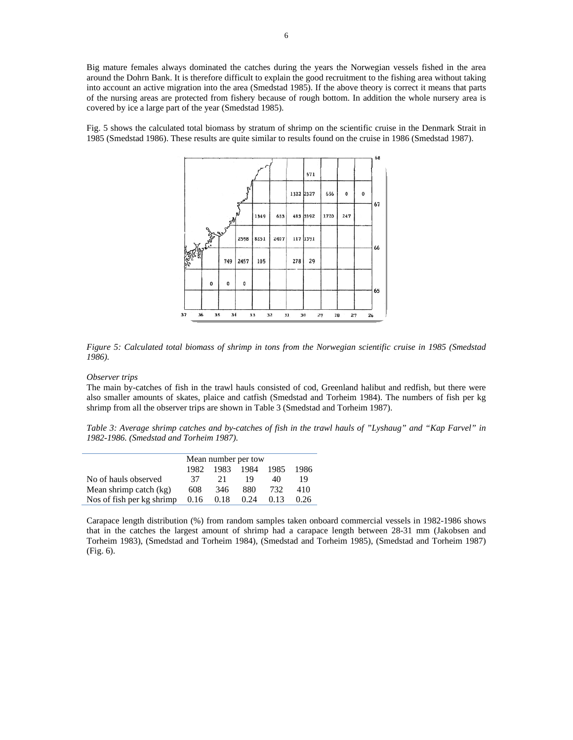Big mature females always dominated the catches during the years the Norwegian vessels fished in the area around the Dohrn Bank. It is therefore difficult to explain the good recruitment to the fishing area without taking into account an active migration into the area (Smedstad 1985). If the above theory is correct it means that parts of the nursing areas are protected from fishery because of rough bottom. In addition the whole nursery area is covered by ice a large part of the year (Smedstad 1985).

Fig. 5 shows the calculated total biomass by stratum of shrimp on the scientific cruise in the Denmark Strait in 1985 (Smedstad 1986). These results are quite similar to results found on the cruise in 1986 (Smedstad 1987).

*Figure 5: Calculated total biomass of shrimp in tons from the Norwegian scientific cruise in 1985 (Smedstad 1986).*

*Observer trips*

The main by-catches of fish in the trawl hauls consisted of cod, Greenland halibut and redfish, but there were also smaller amounts of skates, plaice and catfish (Smedstad and Torheim 1984). The numbers of fish per kg shrimp from all the observer trips are shown in Table 3 (Smedstad and Torheim 1987).

*Table 3: Average shrimp catches and by-catches of fish in the trawl hauls of "Lyshaug" and "Kap Farvel" in 1982-1986. (Smedstad and Torheim 1987).*

| | Mean number per tow | | | | |
|---|---|---|---|---|---|
| | 1982 | 1983 | 1984 | 1985 | 1986 |
| No of hauls observed | 37 | 21 | 19 | 40 | 19 |
| Mean shrimp catch (kg) | 608 | 346 | 880 | 732 | 410 |
| Nos of fish per kg shrimp | 0.16 | 0.18 | 0.24 | 0.13 | 0.26 |

Carapace length distribution (%) from random samples taken onboard commercial vessels in 1982-1986 shows that in the catches the largest amount of shrimp had a carapace length between 28-31 mm (Jakobsen and Torheim 1983), (Smedstad and Torheim 1984), (Smedstad and Torheim 1985), (Smedstad and Torheim 1987) (Fig. 6).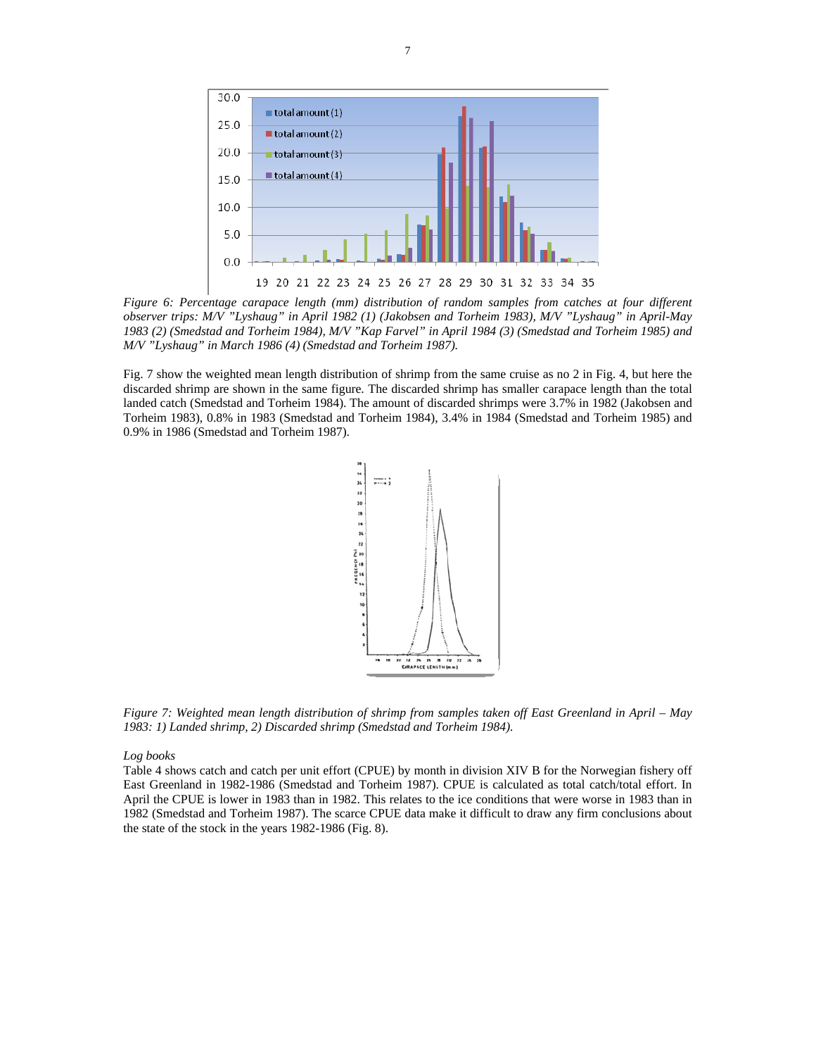*Figure 6: Percentage carapace length (mm) distribution of random samples from catches at four different observer trips: M/V "Lyshaug" in April 1982 (1) (Jakobsen and Torheim 1983), M/V "Lyshaug" in April-May 1983 (2) (Smedstad and Torheim 1984), M/V "Kap Farvel" in April 1984 (3) (Smedstad and Torheim 1985) and M/V "Lyshaug" in March 1986 (4) (Smedstad and Torheim 1987).*

Fig. 7 show the weighted mean length distribution of shrimp from the same cruise as no 2 in Fig. 4, but here the discarded shrimp are shown in the same figure. The discarded shrimp has smaller carapace length than the total landed catch (Smedstad and Torheim 1984). The amount of discarded shrimps were 3.7% in 1982 (Jakobsen and Torheim 1983), 0.8% in 1983 (Smedstad and Torheim 1984), 3.4% in 1984 (Smedstad and Torheim 1985) and 0.9% in 1986 (Smedstad and Torheim 1987).

*Figure 7: Weighted mean length distribution of shrimp from samples taken off East Greenland in April – May 1983: 1) Landed shrimp, 2) Discarded shrimp (Smedstad and Torheim 1984).*

*Log books*

Table 4 shows catch and catch per unit effort (CPUE) by month in division XIV B for the Norwegian fishery off East Greenland in 1982-1986 (Smedstad and Torheim 1987). CPUE is calculated as total catch/total effort. In April the CPUE is lower in 1983 than in 1982. This relates to the ice conditions that were worse in 1983 than in 1982 (Smedstad and Torheim 1987). The scarce CPUE data make it difficult to draw any firm conclusions about the state of the stock in the years 1982-1986 (Fig. 8).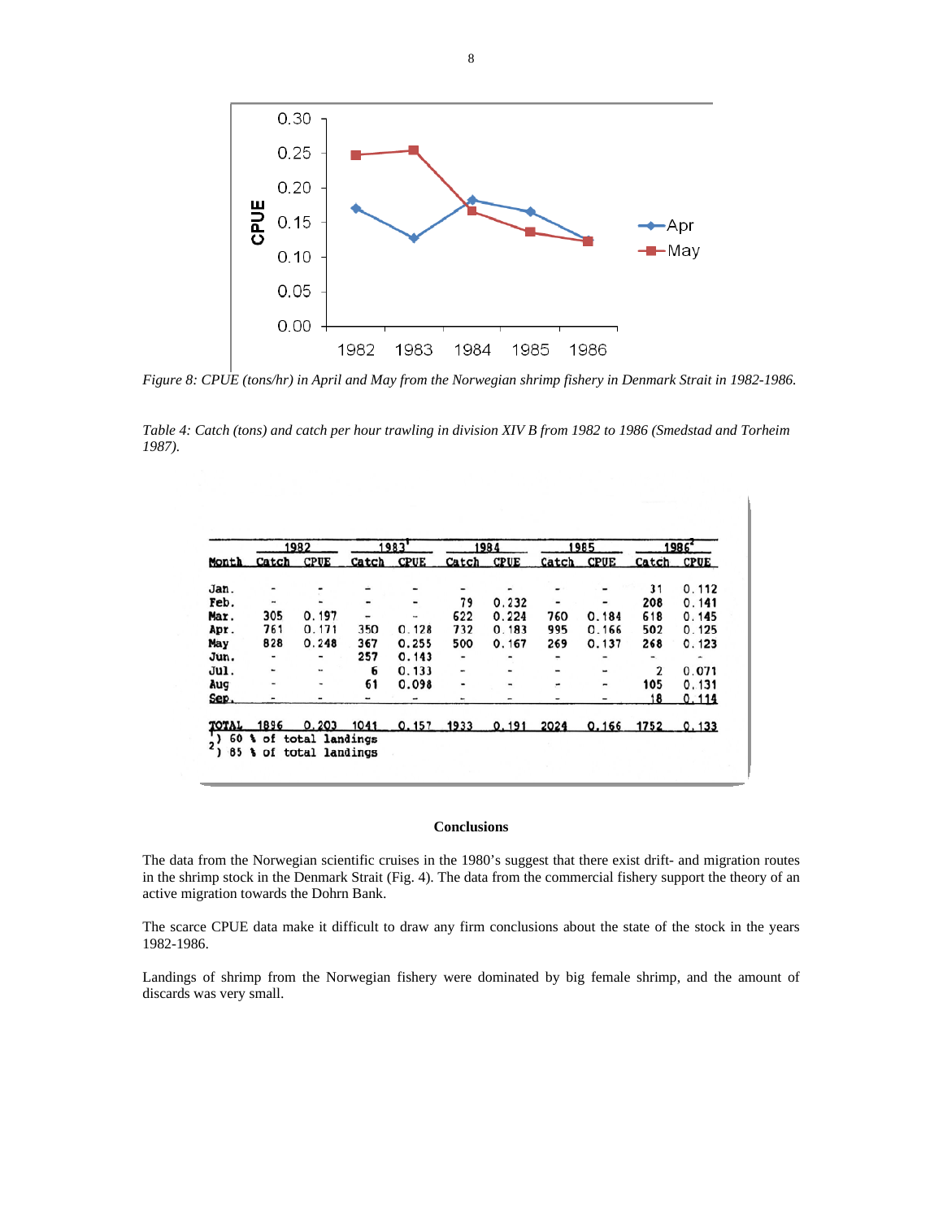*Figure 8: CPUE (tons/hr) in April and May from the Norwegian shrimp fishery in Denmark Strait in 1982-1986.*

*Table 4: Catch (tons) and catch per hour trawling in division XIV B from 1982 to 1986 (Smedstad and Torheim 1987).*

| | 1982 | | 1983[1] | | 1984 | | 1985 | | 1986[2] | |
|---|---|---|---|---|---|---|---|---|---|---|
| Month | Catch | CPUE | Catch | CPUE | Catch | CPUE | Catch | CPUE | Catch | CPUE |
| Jan. | - | - | - | - | - | - | - | - | 31 | 0.112 |
| Feb. | - | - | - | - | 79 | 0.232 | - | - | 208 | 0.141 |
| Mar. | 305 | 0.197 | - | - | 622 | 0.224 | 760 | 0.184 | 618 | 0.145 |
| Apr. | 761 | 0.171 | 350 | 0.128 | 732 | 0.183 | 995 | 0.166 | 502 | 0.125 |
| May | 828 | 0.248 | 367 | 0.255 | 500 | 0.167 | 269 | 0.137 | 268 | 0.123 |
| Jun. | - | - | 257 | 0.143 | - | - | - | - | - | - |
| Jul. | - | - | 6 | 0.133 | - | - | - | - | 2 | 0.071 |
| Aug | - | - | 61 | 0.098 | - | - | - | - | 105 | 0.131 |
| Sep. | - | - | - | - | - | - | - | - | 18 | 0.114 |
| TOTAL | 1896 | 0.203 | 1041 | 0.157 | 1933 | 0.191 | 2024 | 0.166 | 1752 | 0.133 |

[1]) 60 % of total landings
[2]) 85 % of total landings

## Conclusions

The data from the Norwegian scientific cruises in the 1980's suggest that there exist drift- and migration routes in the shrimp stock in the Denmark Strait (Fig. 4). The data from the commercial fishery support the theory of an active migration towards the Dohrn Bank.

The scarce CPUE data make it difficult to draw any firm conclusions about the state of the stock in the years 1982-1986.

Landings of shrimp from the Norwegian fishery were dominated by big female shrimp, and the amount of discards was very small.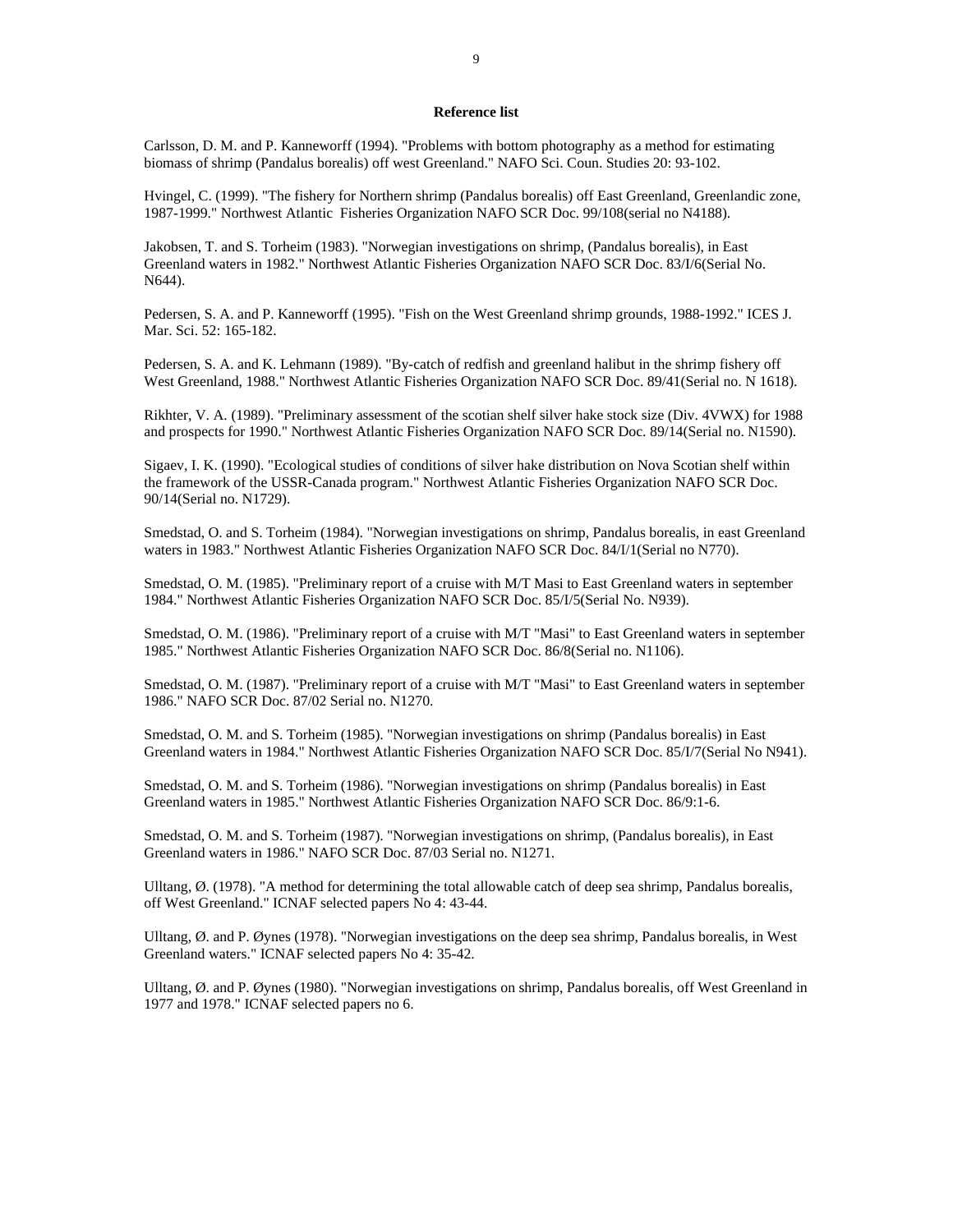**Reference list**

Carlsson, D. M. and P. Kanneworff (1994). "Problems with bottom photography as a method for estimating biomass of shrimp (Pandalus borealis) off west Greenland." NAFO Sci. Coun. Studies 20: 93-102.

Hvingel, C. (1999). "The fishery for Northern shrimp (Pandalus borealis) off East Greenland, Greenlandic zone, 1987-1999." Northwest Atlantic Fisheries Organization NAFO SCR Doc. 99/108(serial no N4188).

Jakobsen, T. and S. Torheim (1983). "Norwegian investigations on shrimp, (Pandalus borealis), in East Greenland waters in 1982." Northwest Atlantic Fisheries Organization NAFO SCR Doc. 83/I/6(Serial No. N644).

Pedersen, S. A. and P. Kanneworff (1995). "Fish on the West Greenland shrimp grounds, 1988-1992." ICES J. Mar. Sci. 52: 165-182.

Pedersen, S. A. and K. Lehmann (1989). "By-catch of redfish and greenland halibut in the shrimp fishery off West Greenland, 1988." Northwest Atlantic Fisheries Organization NAFO SCR Doc. 89/41(Serial no. N 1618).

Rikhter, V. A. (1989). "Preliminary assessment of the scotian shelf silver hake stock size (Div. 4VWX) for 1988 and prospects for 1990." Northwest Atlantic Fisheries Organization NAFO SCR Doc. 89/14(Serial no. N1590).

Sigaev, I. K. (1990). "Ecological studies of conditions of silver hake distribution on Nova Scotian shelf within the framework of the USSR-Canada program." Northwest Atlantic Fisheries Organization NAFO SCR Doc. 90/14(Serial no. N1729).

Smedstad, O. and S. Torheim (1984). "Norwegian investigations on shrimp, Pandalus borealis, in east Greenland waters in 1983." Northwest Atlantic Fisheries Organization NAFO SCR Doc. 84/I/1(Serial no N770).

Smedstad, O. M. (1985). "Preliminary report of a cruise with M/T Masi to East Greenland waters in september 1984." Northwest Atlantic Fisheries Organization NAFO SCR Doc. 85/I/5(Serial No. N939).

Smedstad, O. M. (1986). "Preliminary report of a cruise with M/T "Masi" to East Greenland waters in september 1985." Northwest Atlantic Fisheries Organization NAFO SCR Doc. 86/8(Serial no. N1106).

Smedstad, O. M. (1987). "Preliminary report of a cruise with M/T "Masi" to East Greenland waters in september 1986." NAFO SCR Doc. 87/02 Serial no. N1270.

Smedstad, O. M. and S. Torheim (1985). "Norwegian investigations on shrimp (Pandalus borealis) in East Greenland waters in 1984." Northwest Atlantic Fisheries Organization NAFO SCR Doc. 85/I/7(Serial No N941).

Smedstad, O. M. and S. Torheim (1986). "Norwegian investigations on shrimp (Pandalus borealis) in East Greenland waters in 1985." Northwest Atlantic Fisheries Organization NAFO SCR Doc. 86/9:1-6.

Smedstad, O. M. and S. Torheim (1987). "Norwegian investigations on shrimp, (Pandalus borealis), in East Greenland waters in 1986." NAFO SCR Doc. 87/03 Serial no. N1271.

Ulltang, Ø. (1978). "A method for determining the total allowable catch of deep sea shrimp, Pandalus borealis, off West Greenland." ICNAF selected papers No 4: 43-44.

Ulltang, Ø. and P. Øynes (1978). "Norwegian investigations on the deep sea shrimp, Pandalus borealis, in West Greenland waters." ICNAF selected papers No 4: 35-42.

Ulltang, Ø. and P. Øynes (1980). "Norwegian investigations on shrimp, Pandalus borealis, off West Greenland in 1977 and 1978." ICNAF selected papers no 6.